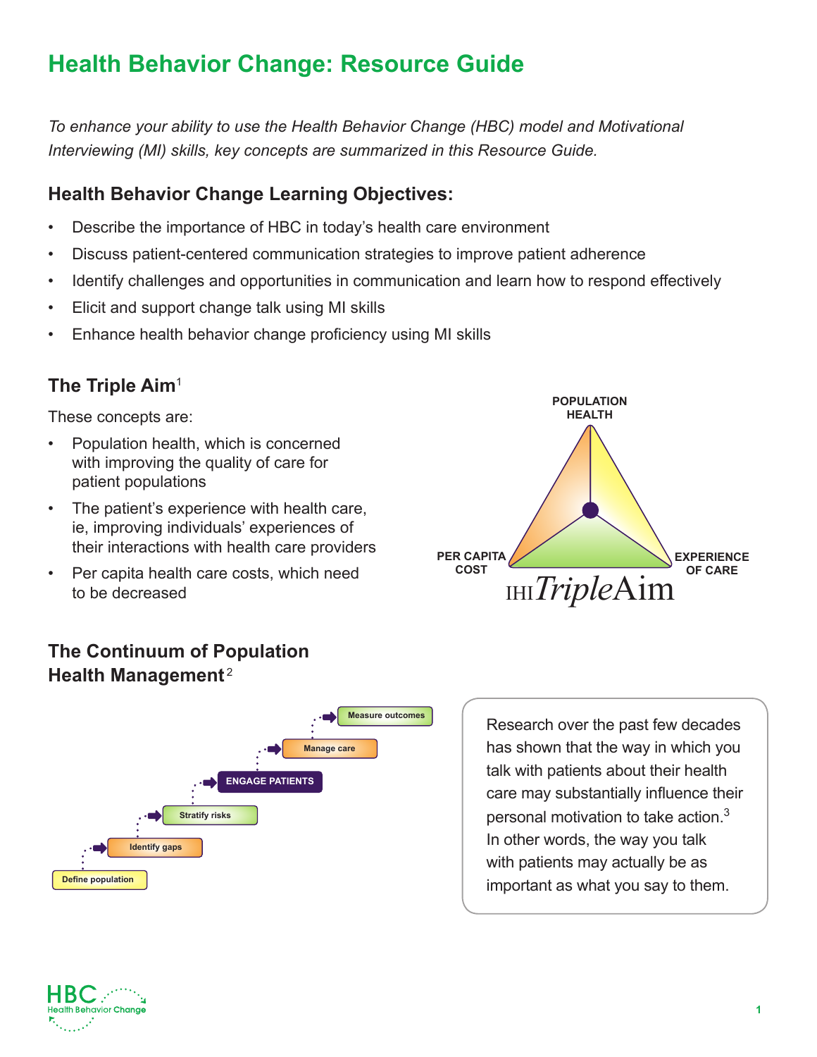# Health Behavior Change: Resource Guide

*To enhance your ability to use the Health Behavior Change (HBC) model and Motivational Interviewing (MI) skills, key concepts are summarized in this Resource Guide.*

## Health Behavior Change Learning Objectives:

- Describe the importance of HBC in today's health care environment
- Discuss patient-centered communication strategies to improve patient adherence
- Identify challenges and opportunities in communication and learn how to respond effectively
- Elicit and support change talk using MI skills
- Enhance health behavior change proficiency using MI skills

## The Triple Aim[1]

These concepts are:

- Population health, which is concerned with improving the quality of care for patient populations
- The patient's experience with health care, ie, improving individuals' experiences of their interactions with health care providers
- Per capita health care costs, which need to be decreased

POPULATION HEALTH

PER CAPITA COST

EXPERIENCE OF CARE

IHI*Triple*Aim

## The Continuum of Population Health Management[2]

- Define population
- Identify gaps
- Stratify risks
- ENGAGE PATIENTS
- Manage care
- Measure outcomes

Research over the past few decades has shown that the way in which you talk with patients about their health care may substantially influence their personal motivation to take action.[3] In other words, the way you talk with patients may actually be as important as what you say to them.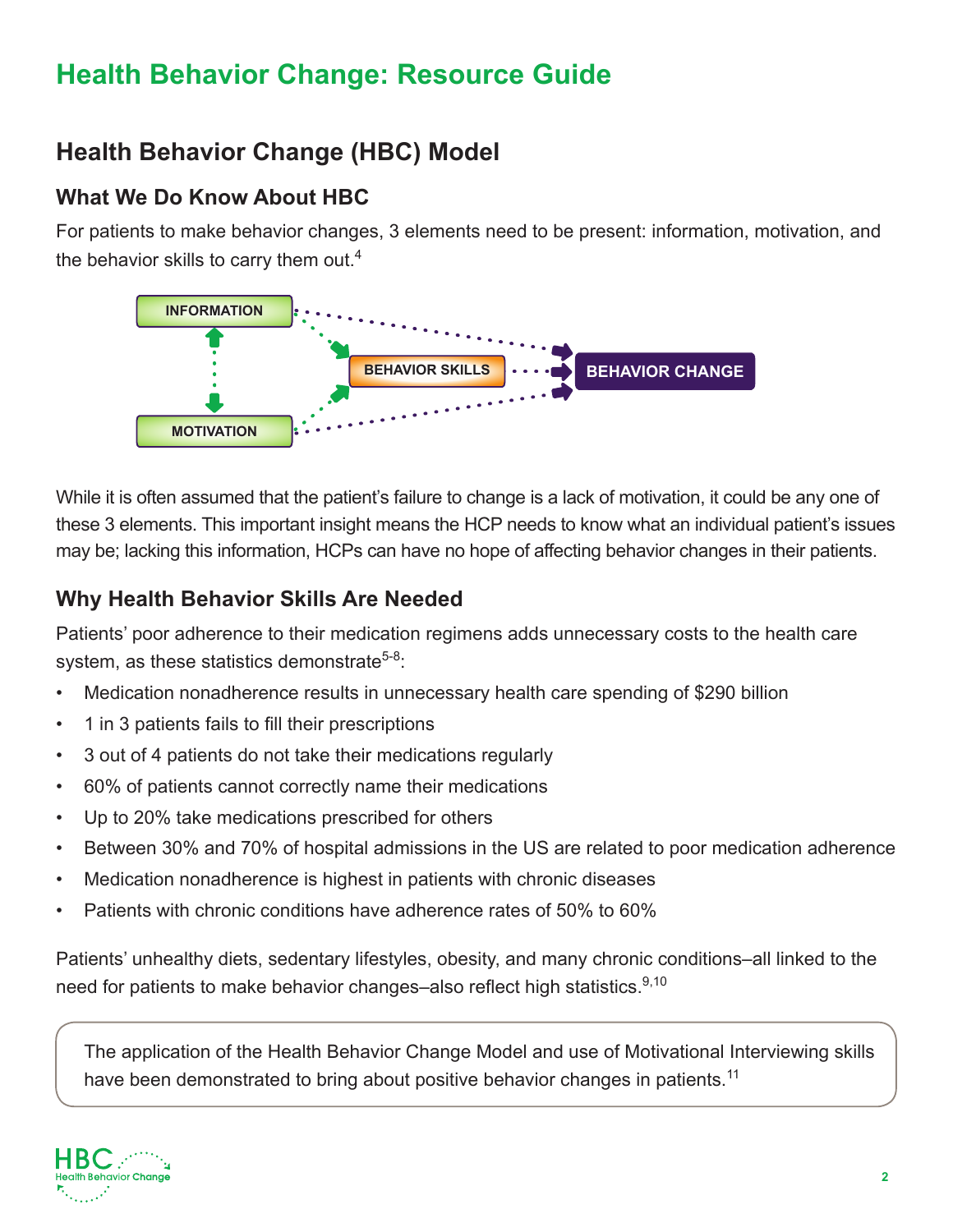# Health Behavior Change: Resource Guide

## Health Behavior Change (HBC) Model

### What We Do Know About HBC

For patients to make behavior changes, 3 elements need to be present: information, motivation, and the behavior skills to carry them out.[4]

INFORMATION

MOTIVATION

BEHAVIOR SKILLS

BEHAVIOR CHANGE

While it is often assumed that the patient's failure to change is a lack of motivation, it could be any one of these 3 elements. This important insight means the HCP needs to know what an individual patient's issues may be; lacking this information, HCPs can have no hope of affecting behavior changes in their patients.

### Why Health Behavior Skills Are Needed

Patients' poor adherence to their medication regimens adds unnecessary costs to the health care system, as these statistics demonstrate[5-8]:

- Medication nonadherence results in unnecessary health care spending of $290 billion
- 1 in 3 patients fails to fill their prescriptions
- 3 out of 4 patients do not take their medications regularly
- 60% of patients cannot correctly name their medications
- Up to 20% take medications prescribed for others
- Between 30% and 70% of hospital admissions in the US are related to poor medication adherence
- Medication nonadherence is highest in patients with chronic diseases
- Patients with chronic conditions have adherence rates of 50% to 60%

Patients' unhealthy diets, sedentary lifestyles, obesity, and many chronic conditions–all linked to the need for patients to make behavior changes–also reflect high statistics.[9,10]

> The application of the Health Behavior Change Model and use of Motivational Interviewing skills have been demonstrated to bring about positive behavior changes in patients.[11]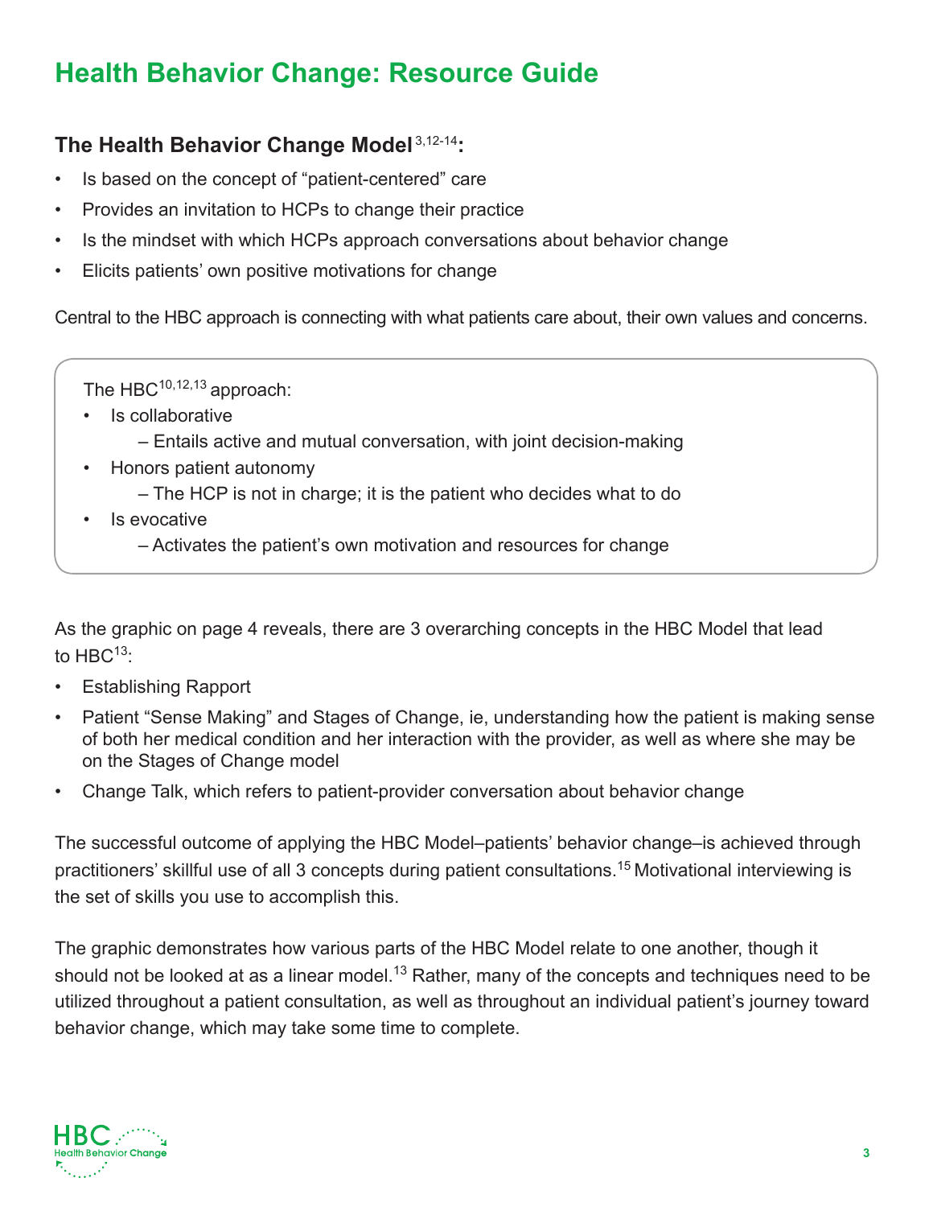# Health Behavior Change: Resource Guide

### The Health Behavior Change Model[3,12-14]:

- Is based on the concept of "patient-centered" care
- Provides an invitation to HCPs to change their practice
- Is the mindset with which HCPs approach conversations about behavior change
- Elicits patients' own positive motivations for change

Central to the HBC approach is connecting with what patients care about, their own values and concerns.

The HBC[10,12,13] approach:

- Is collaborative
  - – Entails active and mutual conversation, with joint decision-making
- Honors patient autonomy
  - – The HCP is not in charge; it is the patient who decides what to do
- Is evocative
  - – Activates the patient's own motivation and resources for change

As the graphic on page 4 reveals, there are 3 overarching concepts in the HBC Model that lead to HBC[13]:

- Establishing Rapport
- Patient "Sense Making" and Stages of Change, ie, understanding how the patient is making sense of both her medical condition and her interaction with the provider, as well as where she may be on the Stages of Change model
- Change Talk, which refers to patient-provider conversation about behavior change

The successful outcome of applying the HBC Model–patients' behavior change–is achieved through practitioners' skillful use of all 3 concepts during patient consultations.[15] Motivational interviewing is the set of skills you use to accomplish this.

The graphic demonstrates how various parts of the HBC Model relate to one another, though it should not be looked at as a linear model.[13] Rather, many of the concepts and techniques need to be utilized throughout a patient consultation, as well as throughout an individual patient's journey toward behavior change, which may take some time to complete.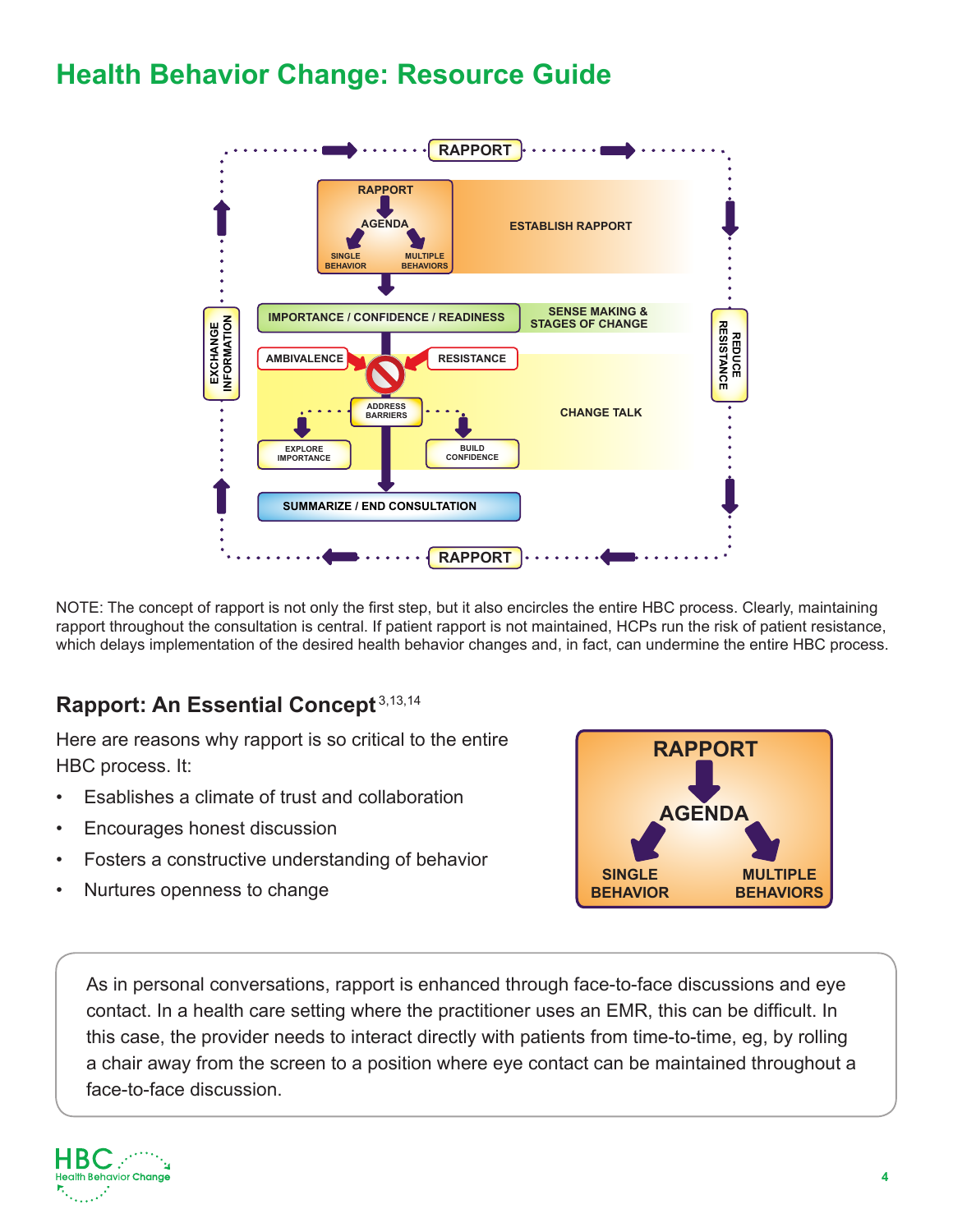# Health Behavior Change: Resource Guide

RAPPORT

RAPPORT → AGENDA → SINGLE BEHAVIOR / MULTIPLE BEHAVIORS — ESTABLISH RAPPORT

IMPORTANCE / CONFIDENCE / READINESS — SENSE MAKING & STAGES OF CHANGE

AMBIVALENCE — RESISTANCE

ADDRESS BARRIERS → EXPLORE IMPORTANCE / BUILD CONFIDENCE — CHANGE TALK

SUMMARIZE / END CONSULTATION

EXCHANGE INFORMATION

REDUCE RESISTANCE

RAPPORT

NOTE: The concept of rapport is not only the first step, but it also encircles the entire HBC process. Clearly, maintaining rapport throughout the consultation is central. If patient rapport is not maintained, HCPs run the risk of patient resistance, which delays implementation of the desired health behavior changes and, in fact, can undermine the entire HBC process.

## Rapport: An Essential Concept[3,13,14]

Here are reasons why rapport is so critical to the entire HBC process. It:

- Esablishes a climate of trust and collaboration
- Encourages honest discussion
- Fosters a constructive understanding of behavior
- Nurtures openness to change

RAPPORT → AGENDA → SINGLE BEHAVIOR / MULTIPLE BEHAVIORS

As in personal conversations, rapport is enhanced through face-to-face discussions and eye contact. In a health care setting where the practitioner uses an EMR, this can be difficult. In this case, the provider needs to interact directly with patients from time-to-time, eg, by rolling a chair away from the screen to a position where eye contact can be maintained throughout a face-to-face discussion.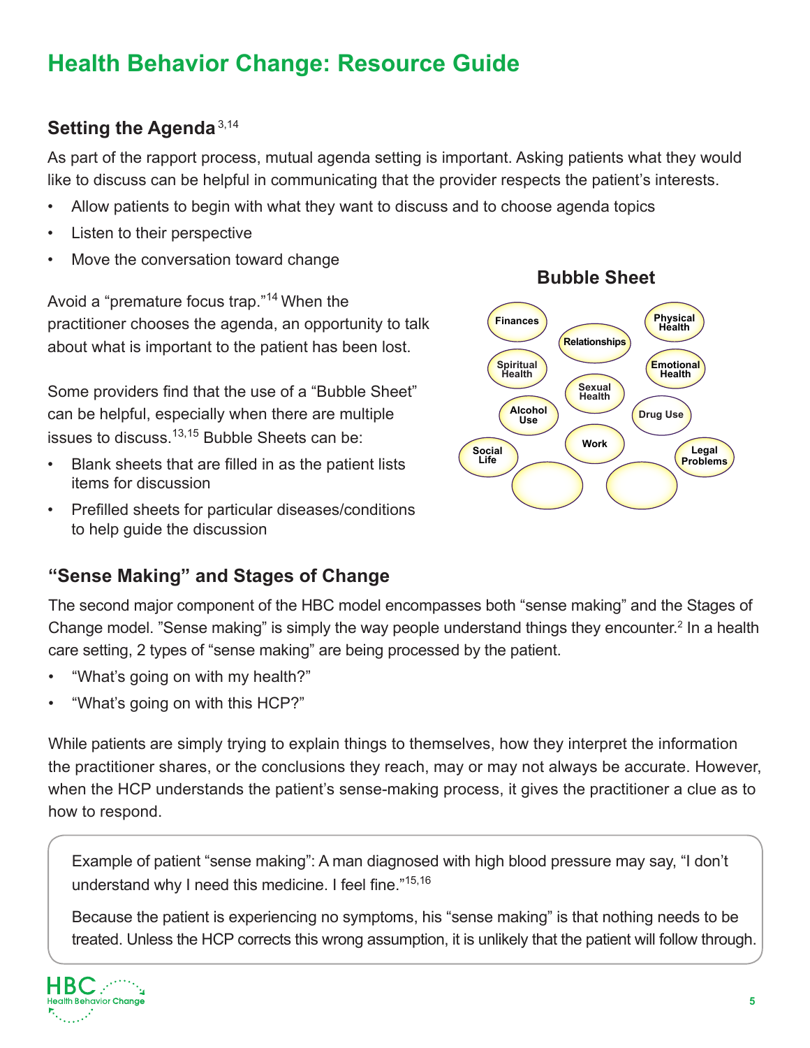# Health Behavior Change: Resource Guide

## Setting the Agenda[3,14]

As part of the rapport process, mutual agenda setting is important. Asking patients what they would like to discuss can be helpful in communicating that the provider respects the patient's interests.

- Allow patients to begin with what they want to discuss and to choose agenda topics
- Listen to their perspective
- Move the conversation toward change

Avoid a "premature focus trap."[14] When the practitioner chooses the agenda, an opportunity to talk about what is important to the patient has been lost.

Some providers find that the use of a "Bubble Sheet" can be helpful, especially when there are multiple issues to discuss.[13,15] Bubble Sheets can be:

- Blank sheets that are filled in as the patient lists items for discussion
- Prefilled sheets for particular diseases/conditions to help guide the discussion

**Bubble Sheet**

Finances · Physical Health · Relationships · Spiritual Health · Emotional Health · Sexual Health · Alcohol Use · Drug Use · Work · Social Life · Legal Problems

## "Sense Making" and Stages of Change

The second major component of the HBC model encompasses both "sense making" and the Stages of Change model. "Sense making" is simply the way people understand things they encounter.[2] In a health care setting, 2 types of "sense making" are being processed by the patient.

- "What's going on with my health?"
- "What's going on with this HCP?"

While patients are simply trying to explain things to themselves, how they interpret the information the practitioner shares, or the conclusions they reach, may or may not always be accurate. However, when the HCP understands the patient's sense-making process, it gives the practitioner a clue as to how to respond.

> Example of patient "sense making": A man diagnosed with high blood pressure may say, "I don't understand why I need this medicine. I feel fine."[15,16]
>
> Because the patient is experiencing no symptoms, his "sense making" is that nothing needs to be treated. Unless the HCP corrects this wrong assumption, it is unlikely that the patient will follow through.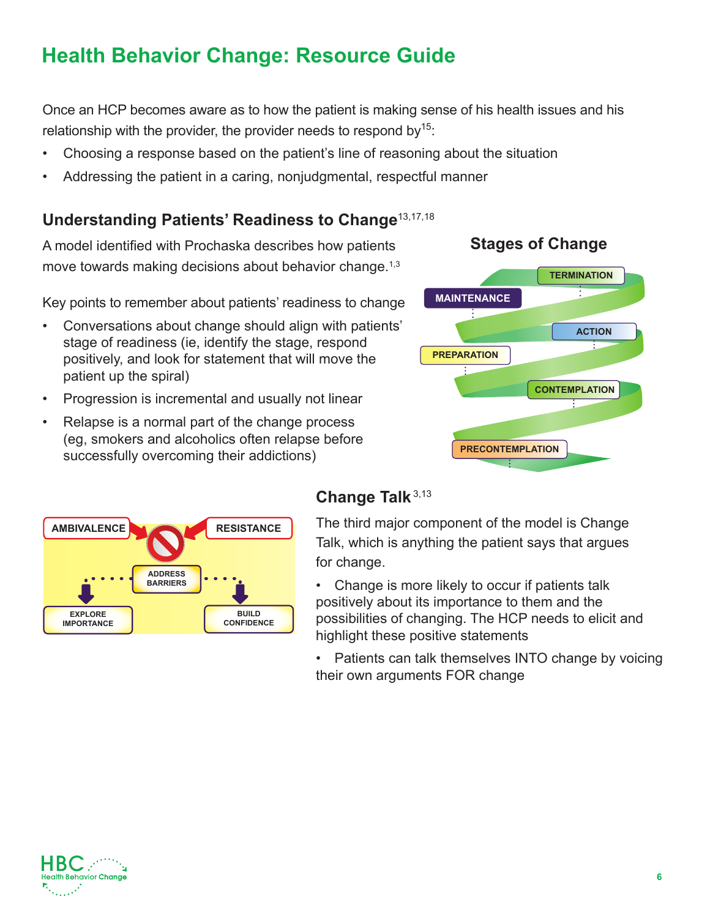# Health Behavior Change: Resource Guide

Once an HCP becomes aware as to how the patient is making sense of his health issues and his relationship with the provider, the provider needs to respond by[15]:

- Choosing a response based on the patient's line of reasoning about the situation
- Addressing the patient in a caring, nonjudgmental, respectful manner

## Understanding Patients' Readiness to Change[13,17,18]

A model identified with Prochaska describes how patients move towards making decisions about behavior change.[1,3]

Key points to remember about patients' readiness to change

- Conversations about change should align with patients' stage of readiness (ie, identify the stage, respond positively, and look for statement that will move the patient up the spiral)
- Progression is incremental and usually not linear
- Relapse is a normal part of the change process (eg, smokers and alcoholics often relapse before successfully overcoming their addictions)

### Stages of Change

TERMINATION

MAINTENANCE

ACTION

PREPARATION

CONTEMPLATION

PRECONTEMPLATION

## Change Talk[3,13]

The third major component of the model is Change Talk, which is anything the patient says that argues for change.

- Change is more likely to occur if patients talk positively about its importance to them and the possibilities of changing. The HCP needs to elicit and highlight these positive statements
- Patients can talk themselves INTO change by voicing their own arguments FOR change

AMBIVALENCE | RESISTANCE

ADDRESS BARRIERS

EXPLORE IMPORTANCE | BUILD CONFIDENCE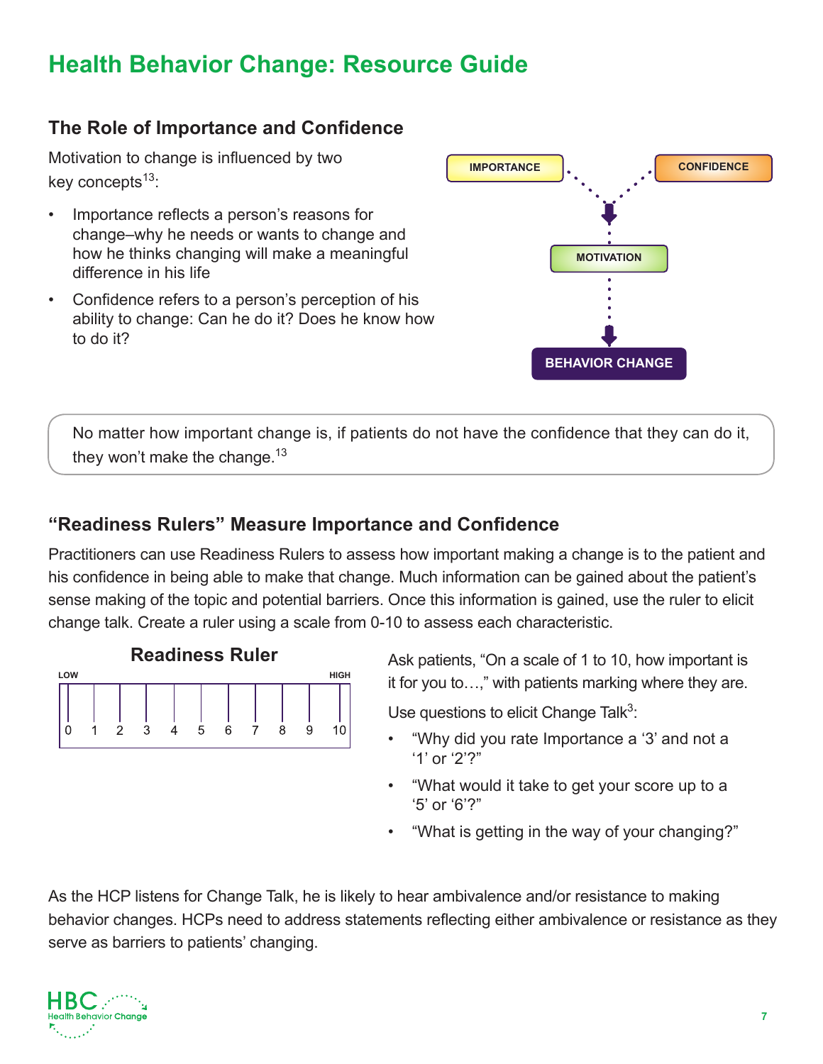# Health Behavior Change: Resource Guide

## The Role of Importance and Confidence

Motivation to change is influenced by two key concepts[13]:

- Importance reflects a person's reasons for change–why he needs or wants to change and how he thinks changing will make a meaningful difference in his life
- Confidence refers to a person's perception of his ability to change: Can he do it? Does he know how to do it?

IMPORTANCE → MOTIVATION ← CONFIDENCE

MOTIVATION → BEHAVIOR CHANGE

> No matter how important change is, if patients do not have the confidence that they can do it, they won't make the change.[13]

## "Readiness Rulers" Measure Importance and Confidence

Practitioners can use Readiness Rulers to assess how important making a change is to the patient and his confidence in being able to make that change. Much information can be gained about the patient's sense making of the topic and potential barriers. Once this information is gained, use the ruler to elicit change talk. Create a ruler using a scale from 0-10 to assess each characteristic.

**Readiness Ruler**

LOW — HIGH

0 1 2 3 4 5 6 7 8 9 10

Ask patients, "On a scale of 1 to 10, how important is it for you to…," with patients marking where they are.

Use questions to elicit Change Talk[3]:

- "Why did you rate Importance a '3' and not a '1' or '2'?"
- "What would it take to get your score up to a '5' or '6'?"
- "What is getting in the way of your changing?"

As the HCP listens for Change Talk, he is likely to hear ambivalence and/or resistance to making behavior changes. HCPs need to address statements reflecting either ambivalence or resistance as they serve as barriers to patients' changing.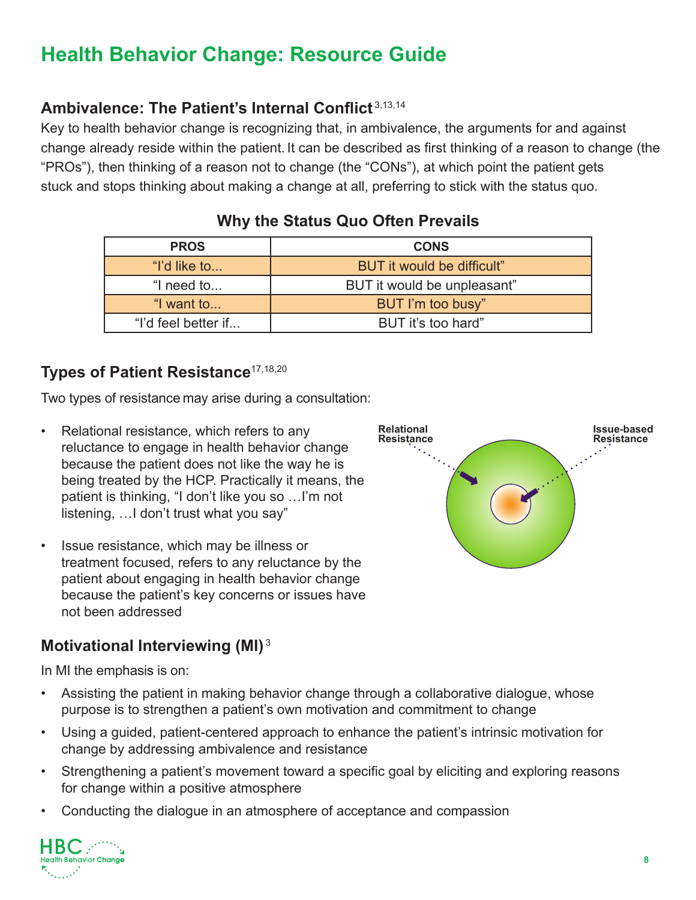# Health Behavior Change: Resource Guide

## Ambivalence: The Patient's Internal Conflict[3,13,14]

Key to health behavior change is recognizing that, in ambivalence, the arguments for and against change already reside within the patient. It can be described as first thinking of a reason to change (the "PROs"), then thinking of a reason not to change (the "CONs"), at which point the patient gets stuck and stops thinking about making a change at all, preferring to stick with the status quo.

### Why the Status Quo Often Prevails

| PROS | CONS |
| --- | --- |
| "I'd like to... | BUT it would be difficult" |
| "I need to... | BUT it would be unpleasant" |
| "I want to... | BUT I'm too busy" |
| "I'd feel better if... | BUT it's too hard" |

## Types of Patient Resistance[17,18,20]

Two types of resistance may arise during a consultation:

- Relational resistance, which refers to any reluctance to engage in health behavior change because the patient does not like the way he is being treated by the HCP. Practically it means, the patient is thinking, "I don't like you so …I'm not listening, …I don't trust what you say"
- Issue resistance, which may be illness or treatment focused, refers to any reluctance by the patient about engaging in health behavior change because the patient's key concerns or issues have not been addressed

Relational Resistance

Issue-based Resistance

## Motivational Interviewing (MI)[3]

In MI the emphasis is on:

- Assisting the patient in making behavior change through a collaborative dialogue, whose purpose is to strengthen a patient's own motivation and commitment to change
- Using a guided, patient-centered approach to enhance the patient's intrinsic motivation for change by addressing ambivalence and resistance
- Strengthening a patient's movement toward a specific goal by eliciting and exploring reasons for change within a positive atmosphere
- Conducting the dialogue in an atmosphere of acceptance and compassion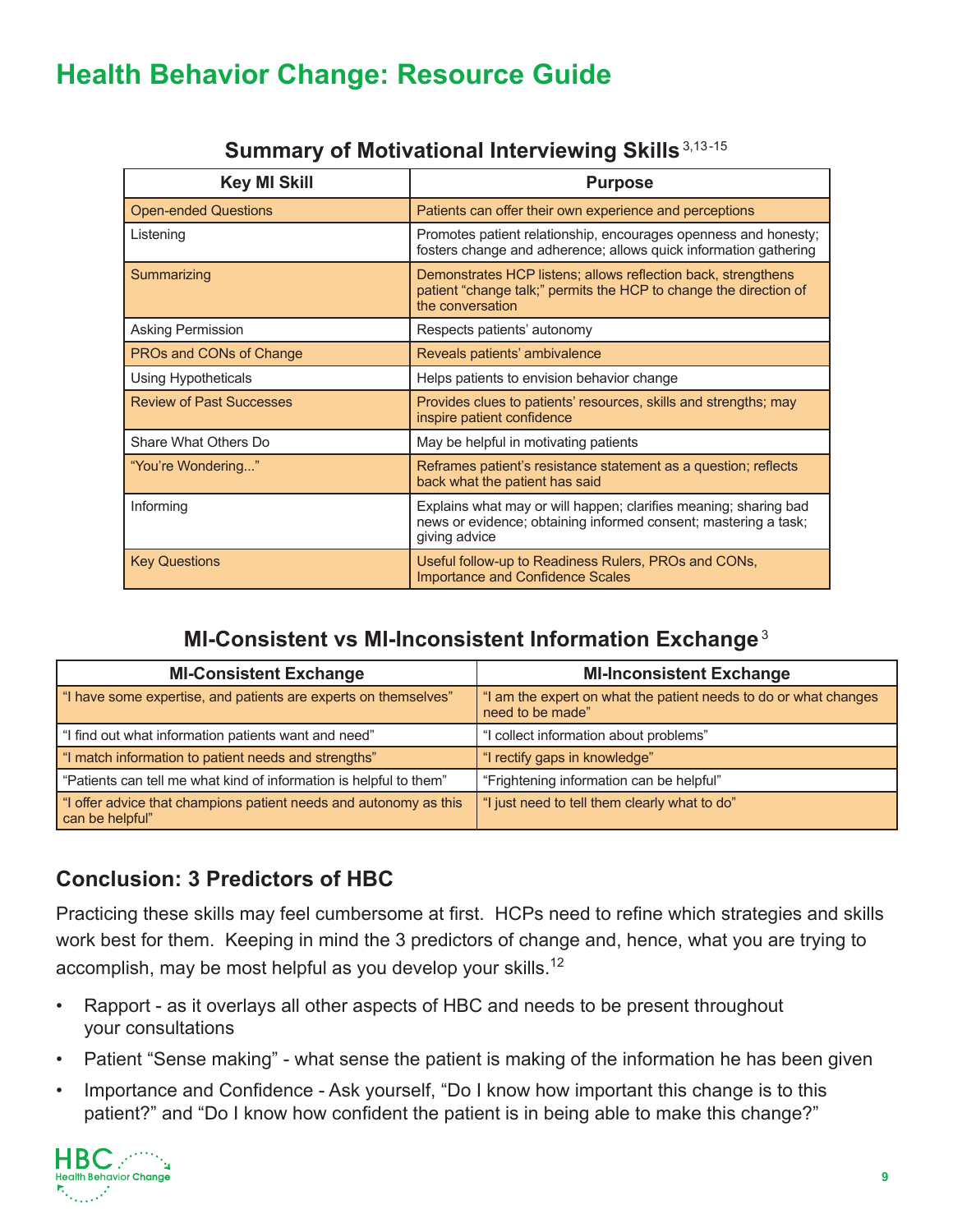# Health Behavior Change: Resource Guide

## Summary of Motivational Interviewing Skills [3,13-15]

| Key MI Skill | Purpose |
|---|---|
| Open-ended Questions | Patients can offer their own experience and perceptions |
| Listening | Promotes patient relationship, encourages openness and honesty; fosters change and adherence; allows quick information gathering |
| Summarizing | Demonstrates HCP listens; allows reflection back, strengthens patient "change talk;" permits the HCP to change the direction of the conversation |
| Asking Permission | Respects patients' autonomy |
| PROs and CONs of Change | Reveals patients' ambivalence |
| Using Hypotheticals | Helps patients to envision behavior change |
| Review of Past Successes | Provides clues to patients' resources, skills and strengths; may inspire patient confidence |
| Share What Others Do | May be helpful in motivating patients |
| "You're Wondering..." | Reframes patient's resistance statement as a question; reflects back what the patient has said |
| Informing | Explains what may or will happen; clarifies meaning; sharing bad news or evidence; obtaining informed consent; mastering a task; giving advice |
| Key Questions | Useful follow-up to Readiness Rulers, PROs and CONs, Importance and Confidence Scales |

## MI-Consistent vs MI-Inconsistent Information Exchange [3]

| MI-Consistent Exchange | MI-Inconsistent Exchange |
|---|---|
| "I have some expertise, and patients are experts on themselves" | "I am the expert on what the patient needs to do or what changes need to be made" |
| "I find out what information patients want and need" | "I collect information about problems" |
| "I match information to patient needs and strengths" | "I rectify gaps in knowledge" |
| "Patients can tell me what kind of information is helpful to them" | "Frightening information can be helpful" |
| "I offer advice that champions patient needs and autonomy as this can be helpful" | "I just need to tell them clearly what to do" |

## Conclusion: 3 Predictors of HBC

Practicing these skills may feel cumbersome at first. HCPs need to refine which strategies and skills work best for them. Keeping in mind the 3 predictors of change and, hence, what you are trying to accomplish, may be most helpful as you develop your skills.[12]

- Rapport - as it overlays all other aspects of HBC and needs to be present throughout your consultations
- Patient "Sense making" - what sense the patient is making of the information he has been given
- Importance and Confidence - Ask yourself, "Do I know how important this change is to this patient?" and "Do I know how confident the patient is in being able to make this change?"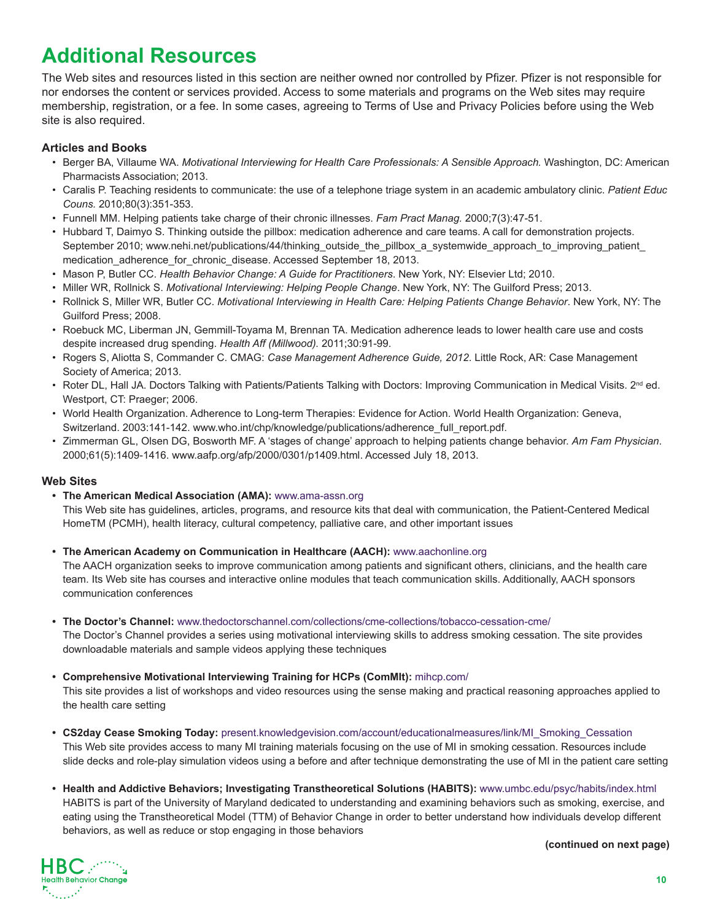# Additional Resources

The Web sites and resources listed in this section are neither owned nor controlled by Pfizer. Pfizer is not responsible for nor endorses the content or services provided. Access to some materials and programs on the Web sites may require membership, registration, or a fee. In some cases, agreeing to Terms of Use and Privacy Policies before using the Web site is also required.

### Articles and Books

- Berger BA, Villaume WA. *Motivational Interviewing for Health Care Professionals: A Sensible Approach.* Washington, DC: American Pharmacists Association; 2013.
- Caralis P. Teaching residents to communicate: the use of a telephone triage system in an academic ambulatory clinic. *Patient Educ Couns.* 2010;80(3):351-353.
- Funnell MM. Helping patients take charge of their chronic illnesses. *Fam Pract Manag.* 2000;7(3):47-51.
- Hubbard T, Daimyo S. Thinking outside the pillbox: medication adherence and care teams. A call for demonstration projects. September 2010; www.nehi.net/publications/44/thinking_outside_the_pillbox_a_systemwide_approach_to_improving_patient_medication_adherence_for_chronic_disease. Accessed September 18, 2013.
- Mason P, Butler CC. *Health Behavior Change: A Guide for Practitioners*. New York, NY: Elsevier Ltd; 2010.
- Miller WR, Rollnick S. *Motivational Interviewing: Helping People Change*. New York, NY: The Guilford Press; 2013.
- Rollnick S, Miller WR, Butler CC. *Motivational Interviewing in Health Care: Helping Patients Change Behavior*. New York, NY: The Guilford Press; 2008.
- Roebuck MC, Liberman JN, Gemmill-Toyama M, Brennan TA. Medication adherence leads to lower health care use and costs despite increased drug spending. *Health Aff (Millwood).* 2011;30:91-99.
- Rogers S, Aliotta S, Commander C. CMAG: *Case Management Adherence Guide, 2012*. Little Rock, AR: Case Management Society of America; 2013.
- Roter DL, Hall JA. Doctors Talking with Patients/Patients Talking with Doctors: Improving Communication in Medical Visits. 2nd ed. Westport, CT: Praeger; 2006.
- World Health Organization. Adherence to Long-term Therapies: Evidence for Action. World Health Organization: Geneva, Switzerland. 2003:141-142. www.who.int/chp/knowledge/publications/adherence_full_report.pdf.
- Zimmerman GL, Olsen DG, Bosworth MF. A 'stages of change' approach to helping patients change behavior. *Am Fam Physician*. 2000;61(5):1409-1416. www.aafp.org/afp/2000/0301/p1409.html. Accessed July 18, 2013.

### Web Sites

- **The American Medical Association (AMA):** www.ama-assn.org
  This Web site has guidelines, articles, programs, and resource kits that deal with communication, the Patient-Centered Medical HomeTM (PCMH), health literacy, cultural competency, palliative care, and other important issues

- **The American Academy on Communication in Healthcare (AACH):** www.aachonline.org
  The AACH organization seeks to improve communication among patients and significant others, clinicians, and the health care team. Its Web site has courses and interactive online modules that teach communication skills. Additionally, AACH sponsors communication conferences

- **The Doctor's Channel:** www.thedoctorschannel.com/collections/cme-collections/tobacco-cessation-cme/
  The Doctor's Channel provides a series using motivational interviewing skills to address smoking cessation. The site provides downloadable materials and sample videos applying these techniques

- **Comprehensive Motivational Interviewing Training for HCPs (ComMIt):** mihcp.com/
  This site provides a list of workshops and video resources using the sense making and practical reasoning approaches applied to the health care setting

- **CS2day Cease Smoking Today:** present.knowledgevision.com/account/educationalmeasures/link/MI_Smoking_Cessation
  This Web site provides access to many MI training materials focusing on the use of MI in smoking cessation. Resources include slide decks and role-play simulation videos using a before and after technique demonstrating the use of MI in the patient care setting

- **Health and Addictive Behaviors; Investigating Transtheoretical Solutions (HABITS):** www.umbc.edu/psyc/habits/index.html
  HABITS is part of the University of Maryland dedicated to understanding and examining behaviors such as smoking, exercise, and eating using the Transtheoretical Model (TTM) of Behavior Change in order to better understand how individuals develop different behaviors, as well as reduce or stop engaging in those behaviors

**(continued on next page)**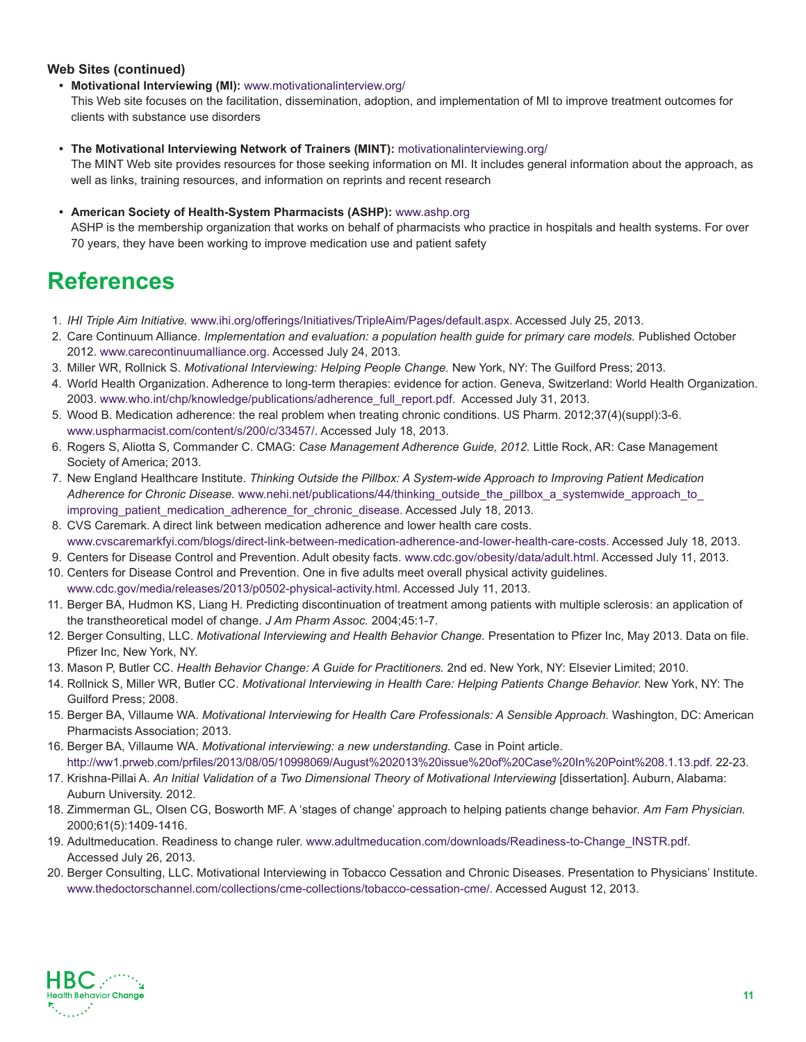**Web Sites (continued)**

- **Motivational Interviewing (MI):** www.motivationalinterview.org/
  This Web site focuses on the facilitation, dissemination, adoption, and implementation of MI to improve treatment outcomes for clients with substance use disorders

- **The Motivational Interviewing Network of Trainers (MINT):** motivationalinterviewing.org/
  The MINT Web site provides resources for those seeking information on MI. It includes general information about the approach, as well as links, training resources, and information on reprints and recent research

- **American Society of Health-System Pharmacists (ASHP):** www.ashp.org
  ASHP is the membership organization that works on behalf of pharmacists who practice in hospitals and health systems. For over 70 years, they have been working to improve medication use and patient safety

# References

1. *IHI Triple Aim Initiative.* www.ihi.org/offerings/Initiatives/TripleAim/Pages/default.aspx. Accessed July 25, 2013.
2. Care Continuum Alliance. *Implementation and evaluation: a population health guide for primary care models.* Published October 2012. www.carecontinuumalliance.org. Accessed July 24, 2013.
3. Miller WR, Rollnick S. *Motivational Interviewing: Helping People Change.* New York, NY: The Guilford Press; 2013.
4. World Health Organization. Adherence to long-term therapies: evidence for action. Geneva, Switzerland: World Health Organization. 2003. www.who.int/chp/knowledge/publications/adherence_full_report.pdf. Accessed July 31, 2013.
5. Wood B. Medication adherence: the real problem when treating chronic conditions. US Pharm. 2012;37(4)(suppl):3-6. www.uspharmacist.com/content/s/200/c/33457/. Accessed July 18, 2013.
6. Rogers S, Aliotta S, Commander C. CMAG: *Case Management Adherence Guide, 2012.* Little Rock, AR: Case Management Society of America; 2013.
7. New England Healthcare Institute. *Thinking Outside the Pillbox: A System-wide Approach to Improving Patient Medication Adherence for Chronic Disease.* www.nehi.net/publications/44/thinking_outside_the_pillbox_a_systemwide_approach_to_improving_patient_medication_adherence_for_chronic_disease. Accessed July 18, 2013.
8. CVS Caremark. A direct link between medication adherence and lower health care costs. www.cvscaremarkfyi.com/blogs/direct-link-between-medication-adherence-and-lower-health-care-costs. Accessed July 18, 2013.
9. Centers for Disease Control and Prevention. Adult obesity facts. www.cdc.gov/obesity/data/adult.html. Accessed July 11, 2013.
10. Centers for Disease Control and Prevention. One in five adults meet overall physical activity guidelines. www.cdc.gov/media/releases/2013/p0502-physical-activity.html. Accessed July 11, 2013.
11. Berger BA, Hudmon KS, Liang H. Predicting discontinuation of treatment among patients with multiple sclerosis: an application of the transtheoretical model of change. *J Am Pharm Assoc.* 2004;45:1-7.
12. Berger Consulting, LLC. *Motivational Interviewing and Health Behavior Change.* Presentation to Pfizer Inc, May 2013. Data on file. Pfizer Inc, New York, NY.
13. Mason P, Butler CC. *Health Behavior Change: A Guide for Practitioners.* 2nd ed. New York, NY: Elsevier Limited; 2010.
14. Rollnick S, Miller WR, Butler CC. *Motivational Interviewing in Health Care: Helping Patients Change Behavior.* New York, NY: The Guilford Press; 2008.
15. Berger BA, Villaume WA. *Motivational Interviewing for Health Care Professionals: A Sensible Approach.* Washington, DC: American Pharmacists Association; 2013.
16. Berger BA, Villaume WA. *Motivational interviewing: a new understanding.* Case in Point article. http://ww1.prweb.com/prfiles/2013/08/05/10998069/August%202013%20issue%20of%20Case%20In%20Point%208.1.13.pdf. 22-23.
17. Krishna-Pillai A. *An Initial Validation of a Two Dimensional Theory of Motivational Interviewing* [dissertation]. Auburn, Alabama: Auburn University. 2012.
18. Zimmerman GL, Olsen CG, Bosworth MF. A 'stages of change' approach to helping patients change behavior. *Am Fam Physician.* 2000;61(5):1409-1416.
19. Adultmeducation. Readiness to change ruler. www.adultmeducation.com/downloads/Readiness-to-Change_INSTR.pdf. Accessed July 26, 2013.
20. Berger Consulting, LLC. Motivational Interviewing in Tobacco Cessation and Chronic Diseases. Presentation to Physicians' Institute. www.thedoctorschannel.com/collections/cme-collections/tobacco-cessation-cme/. Accessed August 12, 2013.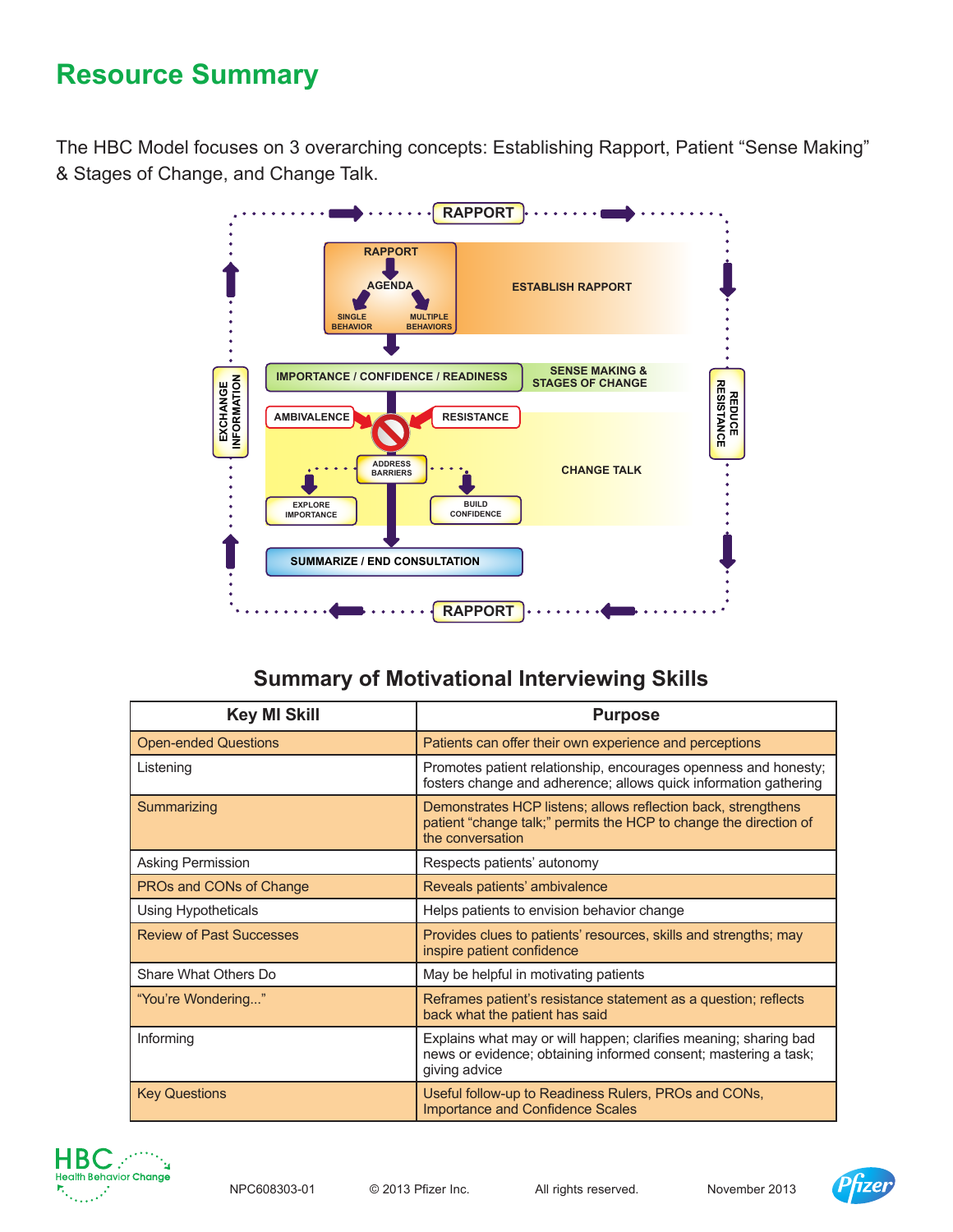# Resource Summary

The HBC Model focuses on 3 overarching concepts: Establishing Rapport, Patient "Sense Making" & Stages of Change, and Change Talk.

RAPPORT

RAPPORT
AGENDA
SINGLE BEHAVIOR
MULTIPLE BEHAVIORS

ESTABLISH RAPPORT

IMPORTANCE / CONFIDENCE / READINESS

SENSE MAKING & STAGES OF CHANGE

AMBIVALENCE

RESISTANCE

ADDRESS BARRIERS

EXPLORE IMPORTANCE

BUILD CONFIDENCE

CHANGE TALK

SUMMARIZE / END CONSULTATION

EXCHANGE INFORMATION

REDUCE RESISTANCE

RAPPORT

## Summary of Motivational Interviewing Skills

| Key MI Skill | Purpose |
|---|---|
| Open-ended Questions | Patients can offer their own experience and perceptions |
| Listening | Promotes patient relationship, encourages openness and honesty; fosters change and adherence; allows quick information gathering |
| Summarizing | Demonstrates HCP listens; allows reflection back, strengthens patient "change talk;" permits the HCP to change the direction of the conversation |
| Asking Permission | Respects patients' autonomy |
| PROs and CONs of Change | Reveals patients' ambivalence |
| Using Hypotheticals | Helps patients to envision behavior change |
| Review of Past Successes | Provides clues to patients' resources, skills and strengths; may inspire patient confidence |
| Share What Others Do | May be helpful in motivating patients |
| "You're Wondering..." | Reframes patient's resistance statement as a question; reflects back what the patient has said |
| Informing | Explains what may or will happen; clarifies meaning; sharing bad news or evidence; obtaining informed consent; mastering a task; giving advice |
| Key Questions | Useful follow-up to Readiness Rulers, PROs and CONs, Importance and Confidence Scales |

NPC608303-01 © 2013 Pfizer Inc. All rights reserved. November 2013